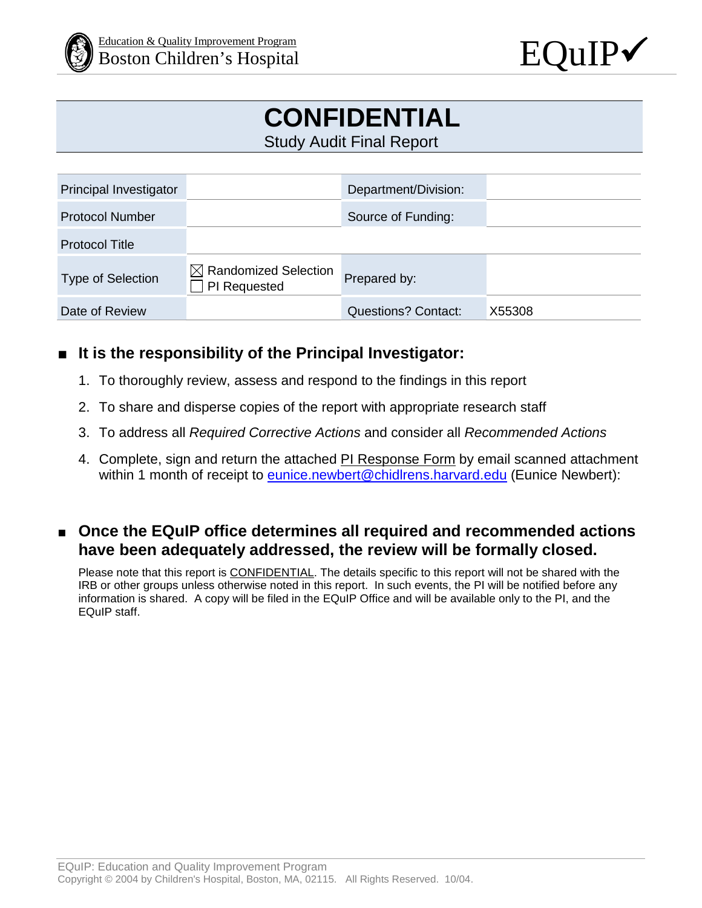Education & Quality Improvement Program
Boston Children's Hospital

EQuIP✓

# CONFIDENTIAL

## Study Audit Final Report

| | | | |
|---|---|---|---|
| Principal Investigator | | Department/Division: | |
| Protocol Number | | Source of Funding: | |
| Protocol Title | | | |
| Type of Selection | ☒ Randomized Selection<br>☐ PI Requested | Prepared by: | |
| Date of Review | | Questions? Contact: | X55308 |

- **It is the responsibility of the Principal Investigator:**

  1. To thoroughly review, assess and respond to the findings in this report
  2. To share and disperse copies of the report with appropriate research staff
  3. To address all *Required Corrective Actions* and consider all *Recommended Actions*
  4. Complete, sign and return the attached PI Response Form by email scanned attachment within 1 month of receipt to eunice.newbert@chidlrens.harvard.edu (Eunice Newbert):

- **Once the EQuIP office determines all required and recommended actions have been adequately addressed, the review will be formally closed.**

  Please note that this report is CONFIDENTIAL. The details specific to this report will not be shared with the IRB or other groups unless otherwise noted in this report. In such events, the PI will be notified before any information is shared. A copy will be filed in the EQuIP Office and will be available only to the PI, and the EQuIP staff.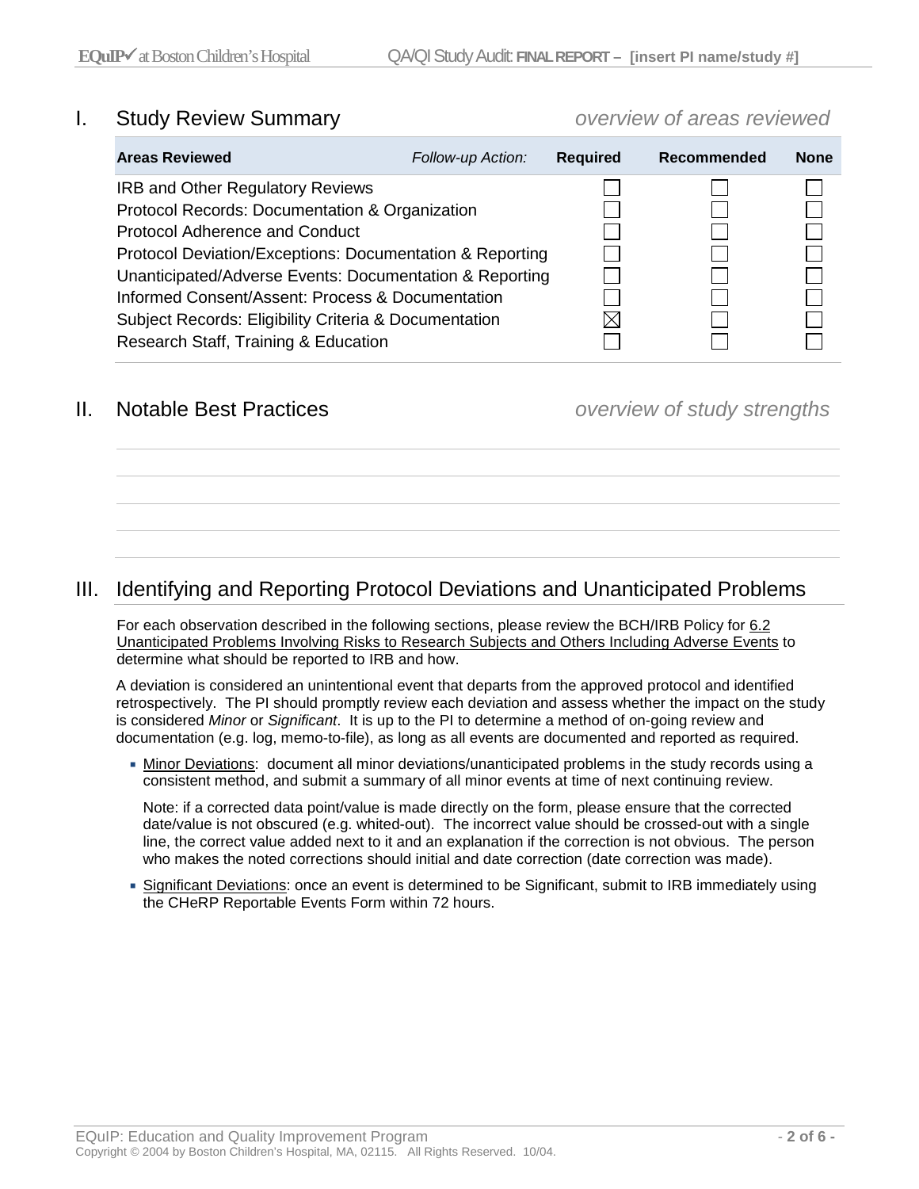## I. Study Review Summary *overview of areas reviewed*

| Areas Reviewed *Follow-up Action:* | Required | Recommended | None |
|---|---|---|---|
| IRB and Other Regulatory Reviews | ☐ | ☐ | ☐ |
| Protocol Records: Documentation & Organization | ☐ | ☐ | ☐ |
| Protocol Adherence and Conduct | ☐ | ☐ | ☐ |
| Protocol Deviation/Exceptions: Documentation & Reporting | ☐ | ☐ | ☐ |
| Unanticipated/Adverse Events: Documentation & Reporting | ☐ | ☐ | ☐ |
| Informed Consent/Assent: Process & Documentation | ☐ | ☐ | ☐ |
| Subject Records: Eligibility Criteria & Documentation | ☒ | ☐ | ☐ |
| Research Staff, Training & Education | ☐ | ☐ | ☐ |

## II. Notable Best Practices *overview of study strengths*

## III. Identifying and Reporting Protocol Deviations and Unanticipated Problems

For each observation described in the following sections, please review the BCH/IRB Policy for 6.2 Unanticipated Problems Involving Risks to Research Subjects and Others Including Adverse Events to determine what should be reported to IRB and how.

A deviation is considered an unintentional event that departs from the approved protocol and identified retrospectively. The PI should promptly review each deviation and assess whether the impact on the study is considered *Minor* or *Significant*. It is up to the PI to determine a method of on-going review and documentation (e.g. log, memo-to-file), as long as all events are documented and reported as required.

- Minor Deviations: document all minor deviations/unanticipated problems in the study records using a consistent method, and submit a summary of all minor events at time of next continuing review.

  Note: if a corrected data point/value is made directly on the form, please ensure that the corrected date/value is not obscured (e.g. whited-out). The incorrect value should be crossed-out with a single line, the correct value added next to it and an explanation if the correction is not obvious. The person who makes the noted corrections should initial and date correction (date correction was made).

- Significant Deviations: once an event is determined to be Significant, submit to IRB immediately using the CHeRP Reportable Events Form within 72 hours.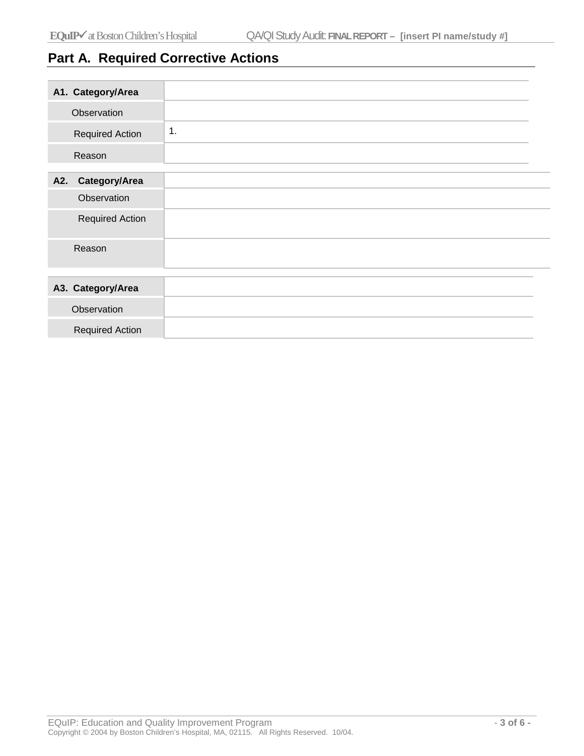## Part A. Required Corrective Actions

| A1. Category/Area | |
|---|---|
| Observation | |
| Required Action | 1. |
| Reason | |

| A2. Category/Area | |
|---|---|
| Observation | |
| Required Action | |
| Reason | |

| A3. Category/Area | |
|---|---|
| Observation | |
| Required Action | |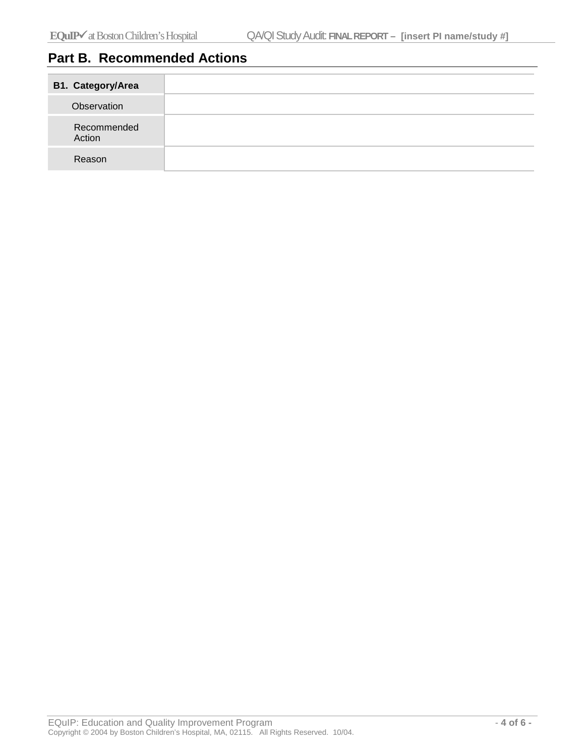## Part B. Recommended Actions

| B1. Category/Area | |
|---|---|
| Observation | |
| Recommended Action | |
| Reason | |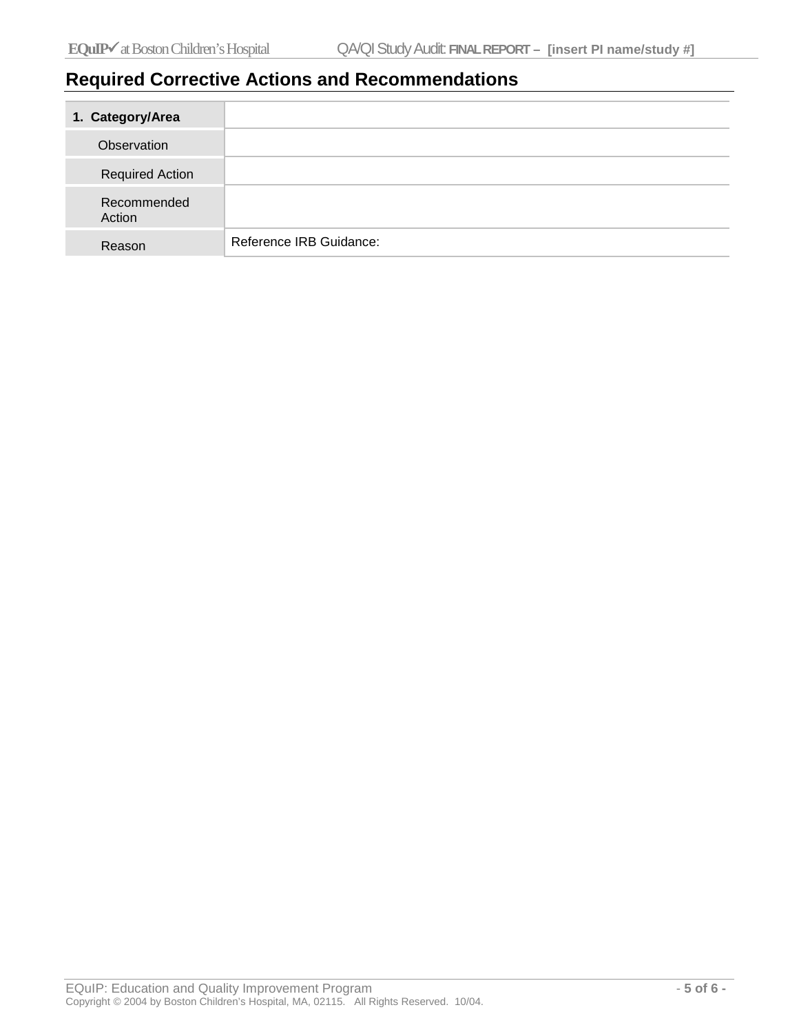## Required Corrective Actions and Recommendations

| **1. Category/Area** | |
|---|---|
| Observation | |
| Required Action | |
| Recommended Action | |
| Reason | Reference IRB Guidance: |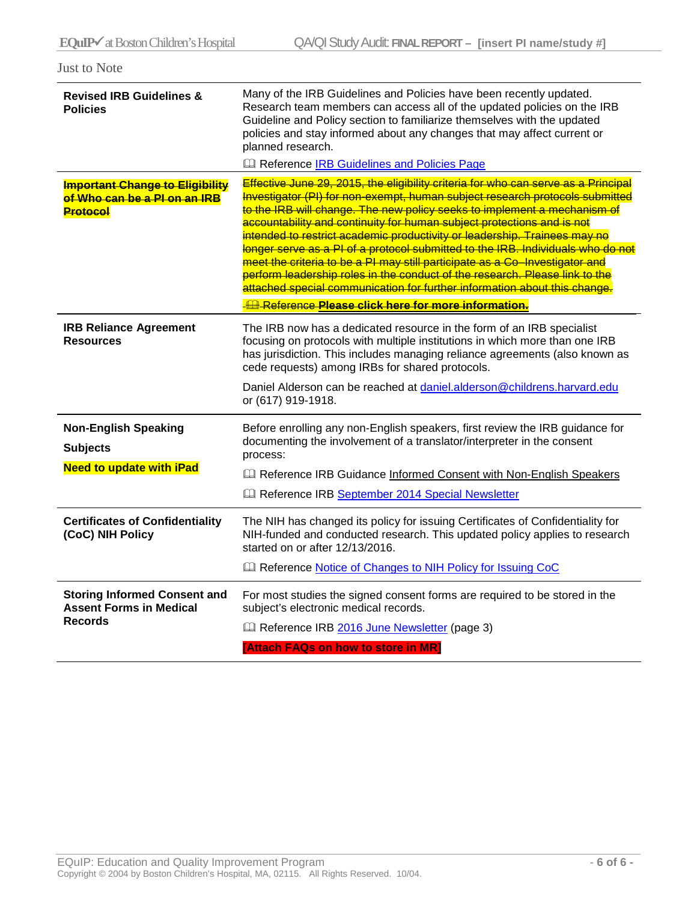Just to Note

| | |
|---|---|
| **Revised IRB Guidelines & Policies** | Many of the IRB Guidelines and Policies have been recently updated. Research team members can access all of the updated policies on the IRB Guideline and Policy section to familiarize themselves with the updated policies and stay informed about any changes that may affect current or planned research.<br><br>📖 Reference IRB Guidelines and Policies Page |
| ~~**Important Change to Eligibility of Who can be a PI on an IRB Protocol**~~ | ~~Effective June 29, 2015, the eligibility criteria for who can serve as a Principal Investigator (PI) for non-exempt, human subject research protocols submitted to the IRB will change. The new policy seeks to implement a mechanism of accountability and continuity for human subject protections and is not intended to restrict academic productivity or leadership. Trainees may no longer serve as a PI of a protocol submitted to the IRB. Individuals who do not meet the criteria to be a PI may still participate as a Co–Investigator and perform leadership roles in the conduct of the research. Please link to the attached special communication for further information about this change.~~<br><br>~~📖 Reference **Please click here for more information.**~~ |
| **IRB Reliance Agreement Resources** | The IRB now has a dedicated resource in the form of an IRB specialist focusing on protocols with multiple institutions in which more than one IRB has jurisdiction. This includes managing reliance agreements (also known as cede requests) among IRBs for shared protocols.<br><br>Daniel Alderson can be reached at daniel.alderson@childrens.harvard.edu or (617) 919-1918. |
| **Non-English Speaking Subjects**<br><br>**Need to update with iPad** | Before enrolling any non-English speakers, first review the IRB guidance for documenting the involvement of a translator/interpreter in the consent process:<br><br>📖 Reference IRB Guidance Informed Consent with Non-English Speakers<br><br>📖 Reference IRB September 2014 Special Newsletter |
| **Certificates of Confidentiality (CoC) NIH Policy** | The NIH has changed its policy for issuing Certificates of Confidentiality for NIH-funded and conducted research. This updated policy applies to research started on or after 12/13/2016.<br><br>📖 Reference Notice of Changes to NIH Policy for Issuing CoC |
| **Storing Informed Consent and Assent Forms in Medical Records** | For most studies the signed consent forms are required to be stored in the subject's electronic medical records.<br><br>📖 Reference IRB 2016 June Newsletter (page 3)<br><br>**[Attach FAQs on how to store in MR]** |